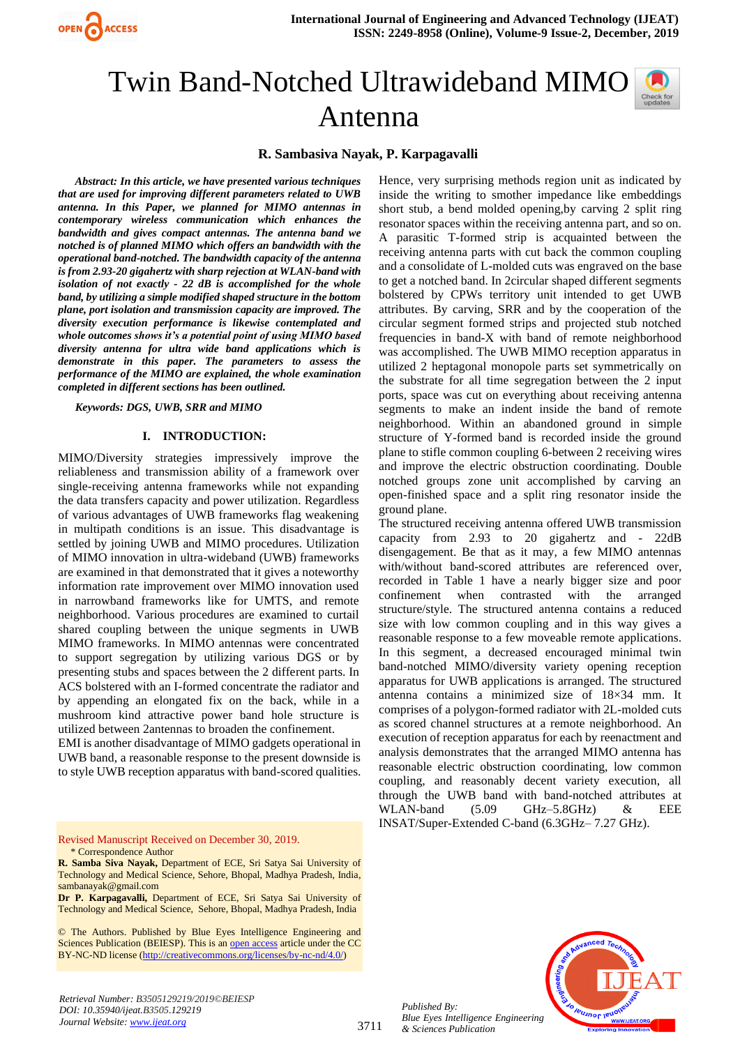# Twin Band-Notched Ultrawideband MIMO Antenna

**R. Sambasiva Nayak, P. Karpagavalli**

***Abstract:** In this article, we have presented various techniques that are used for improving different parameters related to UWB antenna. In this Paper, we planned for MIMO antennas in contemporary wireless communication which enhances the bandwidth and gives compact antennas. The antenna band we notched is of planned MIMO which offers an bandwidth with the operational band-notched. The bandwidth capacity of the antenna is from 2.93-20 gigahertz with sharp rejection at WLAN-band with isolation of not exactly - 22 dB is accomplished for the whole band, by utilizing a simple modified shaped structure in the bottom plane, port isolation and transmission capacity are improved. The diversity execution performance is likewise contemplated and whole outcomes shows it's a potential point of using MIMO based diversity antenna for ultra wide band applications which is demonstrate in this paper. The parameters to assess the performance of the MIMO are explained, the whole examination completed in different sections has been outlined.*

***Keywords:** DGS, UWB, SRR and MIMO*

## I. INTRODUCTION:

MIMO/Diversity strategies impressively improve the reliableness and transmission ability of a framework over single-receiving antenna frameworks while not expanding the data transfers capacity and power utilization. Regardless of various advantages of UWB frameworks flag weakening in multipath conditions is an issue. This disadvantage is settled by joining UWB and MIMO procedures. Utilization of MIMO innovation in ultra-wideband (UWB) frameworks are examined in that demonstrated that it gives a noteworthy information rate improvement over MIMO innovation used in narrowband frameworks like for UMTS, and remote neighborhood. Various procedures are examined to curtail shared coupling between the unique segments in UWB MIMO frameworks. In MIMO antennas were concentrated to support segregation by utilizing various DGS or by presenting stubs and spaces between the 2 different parts. In ACS bolstered with an I-formed concentrate the radiator and by appending an elongated fix on the back, while in a mushroom kind attractive power band hole structure is utilized between 2antennas to broaden the confinement.

EMI is another disadvantage of MIMO gadgets operational in UWB band, a reasonable response to the present downside is to style UWB reception apparatus with band-scored qualities.

Revised Manuscript Received on December 30, 2019.

\* Correspondence Author

**R. Samba Siva Nayak,** Department of ECE, Sri Satya Sai University of Technology and Medical Science, Sehore, Bhopal, Madhya Pradesh, India, sambanayak@gmail.com

**Dr P. Karpagavalli,** Department of ECE, Sri Satya Sai University of Technology and Medical Science, Sehore, Bhopal, Madhya Pradesh, India

© The Authors. Published by Blue Eyes Intelligence Engineering and Sciences Publication (BEIESP). This is an open access article under the CC BY-NC-ND license (http://creativecommons.org/licenses/by-nc-nd/4.0/)

Hence, very surprising methods region unit as indicated by inside the writing to smother impedance like embeddings short stub, a bend molded opening,by carving 2 split ring resonator spaces within the receiving antenna part, and so on. A parasitic T-formed strip is acquainted between the receiving antenna parts with cut back the common coupling and a consolidate of L-molded cuts was engraved on the base to get a notched band. In 2circular shaped different segments bolstered by CPWs territory unit intended to get UWB attributes. By carving, SRR and by the cooperation of the circular segment formed strips and projected stub notched frequencies in band-X with band of remote neighborhood was accomplished. The UWB MIMO reception apparatus in utilized 2 heptagonal monopole parts set symmetrically on the substrate for all time segregation between the 2 input ports, space was cut on everything about receiving antenna segments to make an indent inside the band of remote neighborhood. Within an abandoned ground in simple structure of Y-formed band is recorded inside the ground plane to stifle common coupling 6-between 2 receiving wires and improve the electric obstruction coordinating. Double notched groups zone unit accomplished by carving an open-finished space and a split ring resonator inside the ground plane.

The structured receiving antenna offered UWB transmission capacity from 2.93 to 20 gigahertz and - 22dB disengagement. Be that as it may, a few MIMO antennas with/without band-scored attributes are referenced over, recorded in Table 1 have a nearly bigger size and poor confinement when contrasted with the arranged structure/style. The structured antenna contains a reduced size with low common coupling and in this way gives a reasonable response to a few moveable remote applications. In this segment, a decreased encouraged minimal twin band-notched MIMO/diversity variety opening reception apparatus for UWB applications is arranged. The structured antenna contains a minimized size of 18×34 mm. It comprises of a polygon-formed radiator with 2L-molded cuts as scored channel structures at a remote neighborhood. An execution of reception apparatus for each by reenactment and analysis demonstrates that the arranged MIMO antenna has reasonable electric obstruction coordinating, low common coupling, and reasonably decent variety execution, all through the UWB band with band-notched attributes at WLAN-band (5.09 GHz–5.8GHz) & EEE INSAT/Super-Extended C-band (6.3GHz– 7.27 GHz).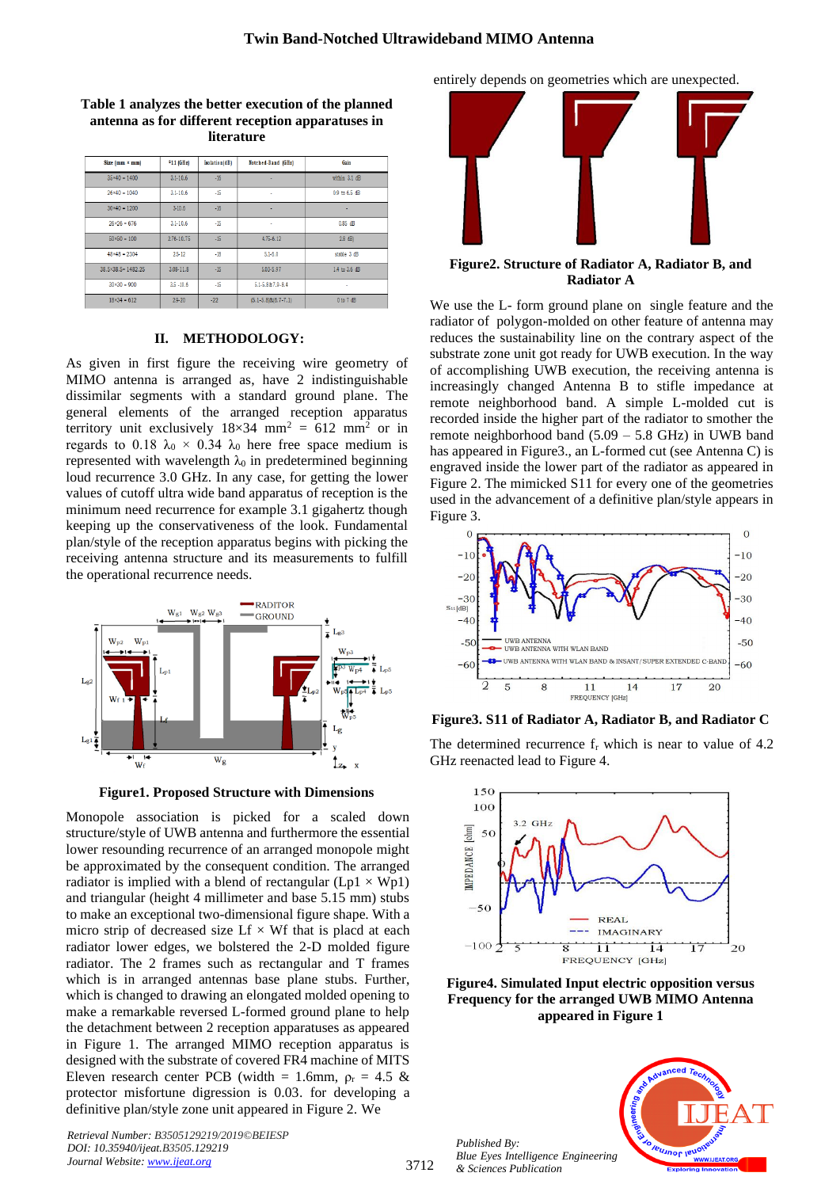**Table 1 analyzes the better execution of the planned antenna as for different reception apparatuses in literature**

| Size (mm × mm) | S11 (GHz) | Isolation(dB) | Notched-Band (GHz) | Gain |
|---|---|---|---|---|
| 35×40 = 1400 | 3.1-10.6 | -16 | - | within 3.1 dB |
| 26×40 = 1040 | 3.1-10.6 | -15 | - | 0.9 to 6.5 dB |
| 30×40 = 1200 | 3-10.6 | -16 | - | - |
| 26×26 = 676 | 3.1-10.6 | -15 | - | 0.85 dB |
| 50×50 = 100 | 2.76-10.75 | -15 | 4.75-6.12 | 2.8 dB |
| 48×48 = 2304 | 2.5-12 | -15 | 5.2-6.0 | stable 3 dB |
| 38.5×38.5= 1482.25 | 3.08-11.8 | -15 | 5.03-5.97 | 1.4 to 3.6 dB |
| 30×30 = 900 | 3.5 -11.6 | -15 | 5.1-5.8 & 7.6-8.4 | |
| 18×34 = 612 | 2.9-20 | -22 | (5.1-5.8)&(6.7-7.1) | 0 to 7 dB |

## II. METHODOLOGY:

As given in first figure the receiving wire geometry of MIMO antenna is arranged as, have 2 indistinguishable dissimilar segments with a standard ground plane. The general elements of the arranged reception apparatus territory unit exclusively 18×34 $mm^2$ = 612 $mm^2$ or in regards to 0.18 $\lambda_0$ × 0.34 $\lambda_0$ here free space medium is represented with wavelength $\lambda_0$ in predetermined beginning loud recurrence 3.0 GHz. In any case, for getting the lower values of cutoff ultra wide band apparatus of reception is the minimum need recurrence for example 3.1 gigahertz though keeping up the conservativeness of the look. Fundamental plan/style of the reception apparatus begins with picking the receiving antenna structure and its measurements to fulfill the operational recurrence needs.

**Figure1. Proposed Structure with Dimensions**

Monopole association is picked for a scaled down structure/style of UWB antenna and furthermore the essential lower resounding recurrence of an arranged monopole might be approximated by the consequent condition. The arranged radiator is implied with a blend of rectangular (Lp1 × Wp1) and triangular (height 4 millimeter and base 5.15 mm) stubs to make an exceptional two-dimensional figure shape. With a micro strip of decreased size Lf × Wf that is placd at each radiator lower edges, we bolstered the 2-D molded figure radiator. The 2 frames such as rectangular and T frames which is in arranged antennas base plane stubs. Further, which is changed to drawing an elongated molded opening to make a remarkable reversed L-formed ground plane to help the detachment between 2 reception apparatuses as appeared in Figure 1. The arranged MIMO reception apparatus is designed with the substrate of covered FR4 machine of MITS Eleven research center PCB (width = 1.6mm, $\rho_r$ = 4.5 & protector misfortune digression is 0.03. for developing a definitive plan/style zone unit appeared in Figure 2. We entirely depends on geometries which are unexpected.

**Figure2. Structure of Radiator A, Radiator B, and Radiator A**

We use the L- form ground plane on single feature and the radiator of polygon-molded on other feature of antenna may reduces the sustainability line on the contrary aspect of the substrate zone unit got ready for UWB execution. In the way of accomplishing UWB execution, the receiving antenna is increasingly changed Antenna B to stifle impedance at remote neighborhood band. A simple L-molded cut is recorded inside the higher part of the radiator to smother the remote neighborhood band (5.09 – 5.8 GHz) in UWB band has appeared in Figure3., an L-formed cut (see Antenna C) is engraved inside the lower part of the radiator as appeared in Figure 2. The mimicked S11 for every one of the geometries used in the advancement of a definitive plan/style appears in Figure 3.

**Figure3. S11 of Radiator A, Radiator B, and Radiator C**

The determined recurrence $f_r$ which is near to value of 4.2 GHz reenacted lead to Figure 4.

**Figure4. Simulated Input electric opposition versus Frequency for the arranged UWB MIMO Antenna appeared in Figure 1**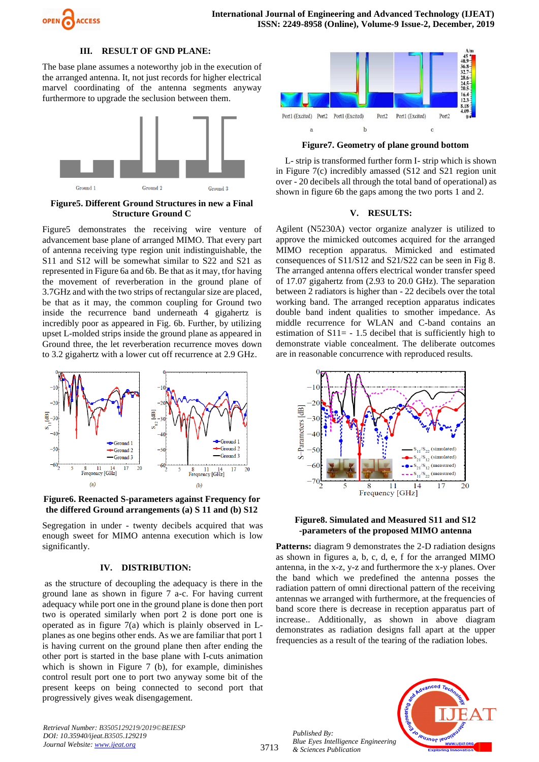## III. RESULT OF GND PLANE:

The base plane assumes a noteworthy job in the execution of the arranged antenna. It, not just records for higher electrical marvel coordinating of the antenna segments anyway furthermore to upgrade the seclusion between them.

**Figure5. Different Ground Structures in new a Final Structure Ground C**

Figure5 demonstrates the receiving wire venture of advancement base plane of arranged MIMO. That every part of antenna receiving type region unit indistinguishable, the S11 and S12 will be somewhat similar to S22 and S21 as represented in Figure 6a and 6b. Be that as it may, tfor having the movement of reverberation in the ground plane of 3.7GHz and with the two strips of rectangular size are placed, be that as it may, the common coupling for Ground two inside the recurrence band underneath 4 gigahertz is incredibly poor as appeared in Fig. 6b. Further, by utilizing upset L-molded strips inside the ground plane as appeared in Ground three, the let reverberation recurrence moves down to 3.2 gigahertz with a lower cut off recurrence at 2.9 GHz.

**Figure6. Reenacted S-parameters against Frequency for the differed Ground arrangements (a) S 11 and (b) S12**

Segregation in under - twenty decibels acquired that was enough sweet for MIMO antenna execution which is low significantly.

## IV. DISTRIBUTION:

as the structure of decoupling the adequacy is there in the ground lane as shown in figure 7 a-c. For having current adequacy while port one in the ground plane is done then port two is operated similarly when port 2 is done port one is operated as in figure 7(a) which is plainly observed in L-planes as one begins other ends. As we are familiar that port 1 is having current on the ground plane then after ending the other port is started in the base plane with I-cuts animation which is shown in Figure 7 (b), for example, diminishes control result port one to port two anyway some bit of the present keeps on being connected to second port that progressively gives weak disengagement.

**Figure7. Geometry of plane ground bottom**

L- strip is transformed further form I- strip which is shown in Figure 7(c) incredibly amassed (S12 and S21 region unit over - 20 decibels all through the total band of operational) as shown in figure 6b the gaps among the two ports 1 and 2.

## V. RESULTS:

Agilent (N5230A) vector organize analyzer is utilized to approve the mimicked outcomes acquired for the arranged MIMO reception apparatus. Mimicked and estimated consequences of S11/S12 and S21/S22 can be seen in Fig 8. The arranged antenna offers electrical wonder transfer speed of 17.07 gigahertz from (2.93 to 20.0 GHz). The separation between 2 radiators is higher than - 22 decibels over the total working band. The arranged reception apparatus indicates double band indent qualities to smother impedance. As middle recurrence for WLAN and C-band contains an estimation of S11= - 1.5 decibel that is sufficiently high to demonstrate viable concealment. The deliberate outcomes are in reasonable concurrence with reproduced results.

**Figure8. Simulated and Measured S11 and S12 -parameters of the proposed MIMO antenna**

**Patterns:** diagram 9 demonstrates the 2-D radiation designs as shown in figures a, b, c, d, e, f for the arranged MIMO antenna, in the x-z, y-z and furthermore the x-y planes. Over the band which we predefined the antenna posses the radiation pattern of omni directional pattern of the receiving antennas we arranged with furthermore, at the frequencies of band score there is decrease in reception apparatus part of increase.. Additionally, as shown in above diagram demonstrates as radiation designs fall apart at the upper frequencies as a result of the tearing of the radiation lobes.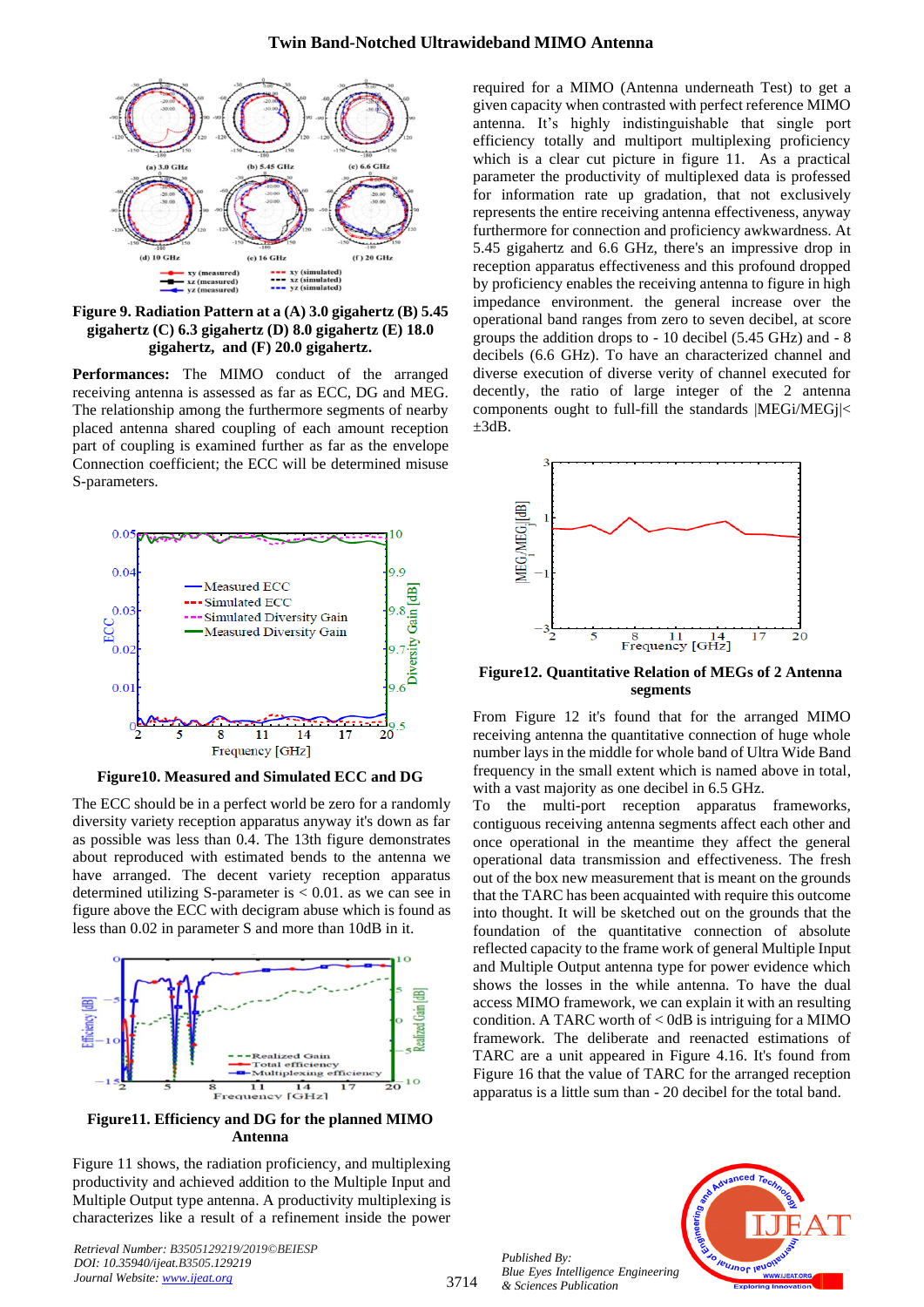**Figure 9. Radiation Pattern at a (A) 3.0 gigahertz (B) 5.45 gigahertz (C) 6.3 gigahertz (D) 8.0 gigahertz (E) 18.0 gigahertz, and (F) 20.0 gigahertz.**

**Performances:** The MIMO conduct of the arranged receiving antenna is assessed as far as ECC, DG and MEG. The relationship among the furthermore segments of nearby placed antenna shared coupling of each amount reception part of coupling is examined further as far as the envelope Connection coefficient; the ECC will be determined misuse S-parameters.

**Figure10. Measured and Simulated ECC and DG**

The ECC should be in a perfect world be zero for a randomly diversity variety reception apparatus anyway it's down as far as possible was less than 0.4. The 13th figure demonstrates about reproduced with estimated bends to the antenna we have arranged. The decent variety reception apparatus determined utilizing S-parameter is < 0.01. as we can see in figure above the ECC with decigram abuse which is found as less than 0.02 in parameter S and more than 10dB in it.

**Figure11. Efficiency and DG for the planned MIMO Antenna**

Figure 11 shows, the radiation proficiency, and multiplexing productivity and achieved addition to the Multiple Input and Multiple Output type antenna. A productivity multiplexing is characterizes like a result of a refinement inside the power required for a MIMO (Antenna underneath Test) to get a given capacity when contrasted with perfect reference MIMO antenna. It's highly indistinguishable that single port efficiency totally and multiport multiplexing proficiency which is a clear cut picture in figure 11. As a practical parameter the productivity of multiplexed data is professed for information rate up gradation, that not exclusively represents the entire receiving antenna effectiveness, anyway furthermore for connection and proficiency awkwardness. At 5.45 gigahertz and 6.6 GHz, there's an impressive drop in reception apparatus effectiveness and this profound dropped by proficiency enables the receiving antenna to figure in high impedance environment. the general increase over the operational band ranges from zero to seven decibel, at score groups the addition drops to - 10 decibel (5.45 GHz) and - 8 decibels (6.6 GHz). To have an characterized channel and diverse execution of diverse verity of channel executed for decently, the ratio of large integer of the 2 antenna components ought to full-fill the standards |MEGi/MEGj|< ±3dB.

**Figure12. Quantitative Relation of MEGs of 2 Antenna segments**

From Figure 12 it's found that for the arranged MIMO receiving antenna the quantitative connection of huge whole number lays in the middle for whole band of Ultra Wide Band frequency in the small extent which is named above in total, with a vast majority as one decibel in 6.5 GHz.

To the multi-port reception apparatus frameworks, contiguous receiving antenna segments affect each other and once operational in the meantime they affect the general operational data transmission and effectiveness. The fresh out of the box new measurement that is meant on the grounds that the TARC has been acquainted with require this outcome into thought. It will be sketched out on the grounds that the foundation of the quantitative connection of absolute reflected capacity to the frame work of general Multiple Input and Multiple Output antenna type for power evidence which shows the losses in the while antenna. To have the dual access MIMO framework, we can explain it with an resulting condition. A TARC worth of < 0dB is intriguing for a MIMO framework. The deliberate and reenacted estimations of TARC are a unit appeared in Figure 4.16. It's found from Figure 16 that the value of TARC for the arranged reception apparatus is a little sum than - 20 decibel for the total band.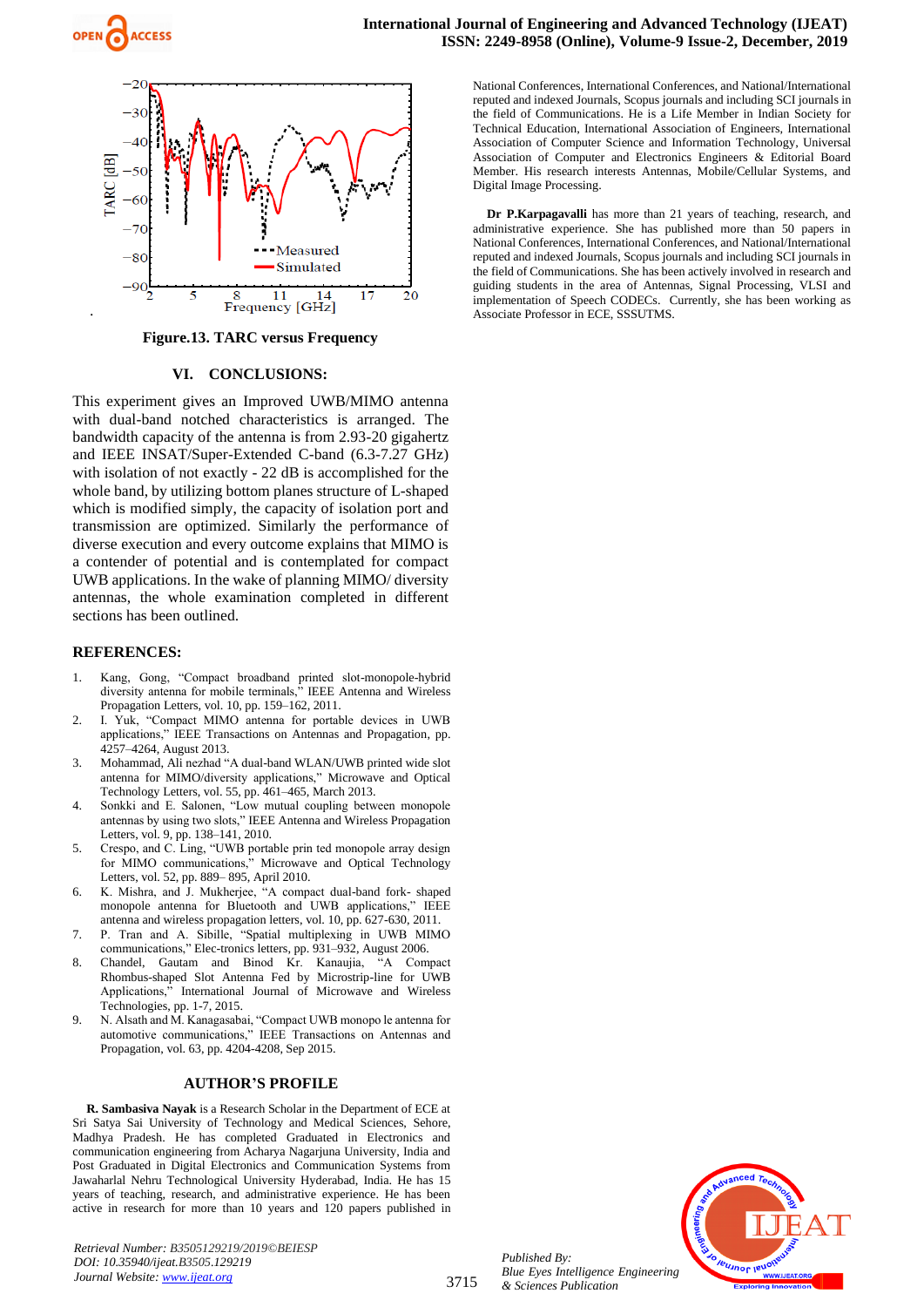−20
−30
−40
−50
−60
−70
−80
−90
TARC [dB]
2 5 8 11 14 17 20
Frequency [GHz]
Measured
Simulated

**Figure.13. TARC versus Frequency**

## VI. CONCLUSIONS:

This experiment gives an Improved UWB/MIMO antenna with dual-band notched characteristics is arranged. The bandwidth capacity of the antenna is from 2.93-20 gigahertz and IEEE INSAT/Super-Extended C-band (6.3-7.27 GHz) with isolation of not exactly - 22 dB is accomplished for the whole band, by utilizing bottom planes structure of L-shaped which is modified simply, the capacity of isolation port and transmission are optimized. Similarly the performance of diverse execution and every outcome explains that MIMO is a contender of potential and is contemplated for compact UWB applications. In the wake of planning MIMO/ diversity antennas, the whole examination completed in different sections has been outlined.

## REFERENCES:

1. Kang, Gong, "Compact broadband printed slot-monopole-hybrid diversity antenna for mobile terminals," IEEE Antenna and Wireless Propagation Letters, vol. 10, pp. 159–162, 2011.
2. I. Yuk, "Compact MIMO antenna for portable devices in UWB applications," IEEE Transactions on Antennas and Propagation, pp. 4257–4264, August 2013.
3. Mohammad, Ali nezhad "A dual-band WLAN/UWB printed wide slot antenna for MIMO/diversity applications," Microwave and Optical Technology Letters, vol. 55, pp. 461–465, March 2013.
4. Sonkki and E. Salonen, "Low mutual coupling between monopole antennas by using two slots," IEEE Antenna and Wireless Propagation Letters, vol. 9, pp. 138–141, 2010.
5. Crespo, and C. Ling, "UWB portable prin ted monopole array design for MIMO communications," Microwave and Optical Technology Letters, vol. 52, pp. 889– 895, April 2010.
6. K. Mishra, and J. Mukherjee, "A compact dual-band fork- shaped monopole antenna for Bluetooth and UWB applications," IEEE antenna and wireless propagation letters, vol. 10, pp. 627-630, 2011.
7. P. Tran and A. Sibille, "Spatial multiplexing in UWB MIMO communications," Elec-tronics letters, pp. 931–932, August 2006.
8. Chandel, Gautam and Binod Kr. Kanaujia, "A Compact Rhombus-shaped Slot Antenna Fed by Microstrip-line for UWB Applications," International Journal of Microwave and Wireless Technologies, pp. 1-7, 2015.
9. N. Alsath and M. Kanagasabai, "Compact UWB monopo le antenna for automotive communications," IEEE Transactions on Antennas and Propagation, vol. 63, pp. 4204-4208, Sep 2015.

## AUTHOR'S PROFILE

**R. Sambasiva Nayak** is a Research Scholar in the Department of ECE at Sri Satya Sai University of Technology and Medical Sciences, Sehore, Madhya Pradesh. He has completed Graduated in Electronics and communication engineering from Acharya Nagarjuna University, India and Post Graduated in Digital Electronics and Communication Systems from Jawaharlal Nehru Technological University Hyderabad, India. He has 15 years of teaching, research, and administrative experience. He has been active in research for more than 10 years and 120 papers published in National Conferences, International Conferences, and National/International reputed and indexed Journals, Scopus journals and including SCI journals in the field of Communications. He is a Life Member in Indian Society for Technical Education, International Association of Engineers, International Association of Computer Science and Information Technology, Universal Association of Computer and Electronics Engineers & Editorial Board Member. His research interests Antennas, Mobile/Cellular Systems, and Digital Image Processing.

**Dr P.Karpagavalli** has more than 21 years of teaching, research, and administrative experience. She has published more than 50 papers in National Conferences, International Conferences, and National/International reputed and indexed Journals, Scopus journals and including SCI journals in the field of Communications. She has been actively involved in research and guiding students in the area of Antennas, Signal Processing, VLSI and implementation of Speech CODECs. Currently, she has been working as Associate Professor in ECE, SSSUTMS.